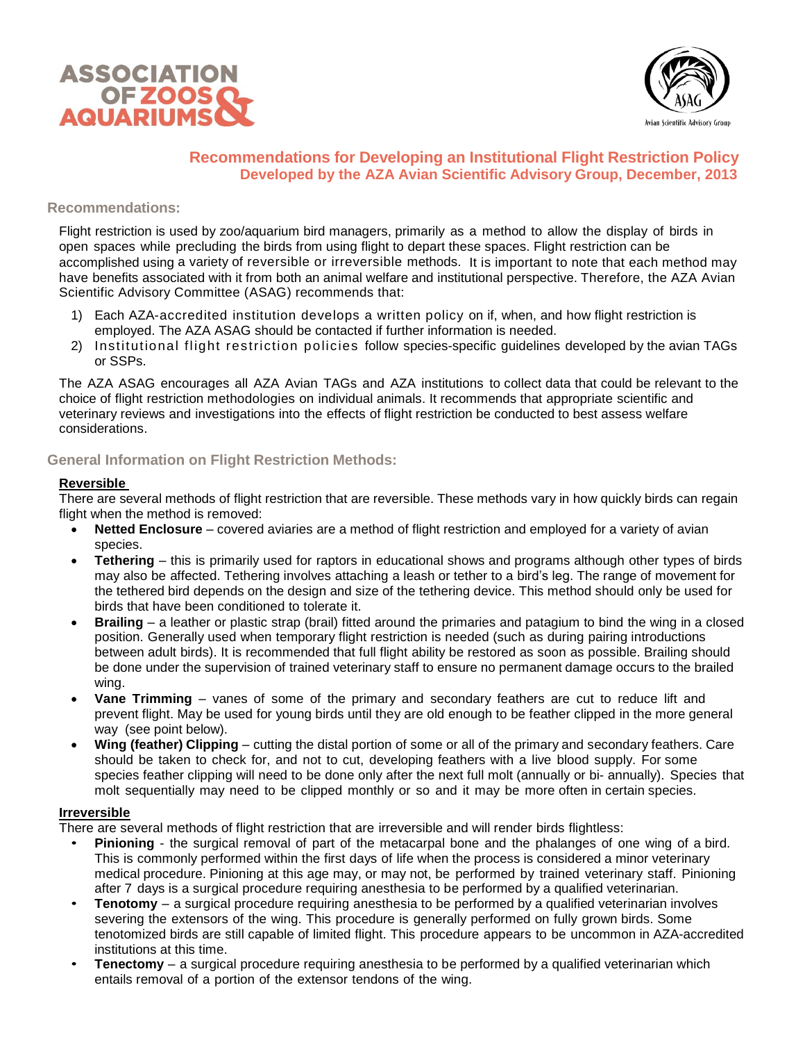# Recommendations for Developing an Institutional Flight Restriction Policy

**Developed by the AZA Avian Scientific Advisory Group, December, 2013**

## Recommendations:

Flight restriction is used by zoo/aquarium bird managers, primarily as a method to allow the display of birds in open spaces while precluding the birds from using flight to depart these spaces. Flight restriction can be accomplished using a variety of reversible or irreversible methods. It is important to note that each method may have benefits associated with it from both an animal welfare and institutional perspective. Therefore, the AZA Avian Scientific Advisory Committee (ASAG) recommends that:

1) Each AZA-accredited institution develops a written policy on if, when, and how flight restriction is employed. The AZA ASAG should be contacted if further information is needed.
2) Institutional flight restriction policies follow species-specific guidelines developed by the avian TAGs or SSPs.

The AZA ASAG encourages all AZA Avian TAGs and AZA institutions to collect data that could be relevant to the choice of flight restriction methodologies on individual animals. It recommends that appropriate scientific and veterinary reviews and investigations into the effects of flight restriction be conducted to best assess welfare considerations.

## General Information on Flight Restriction Methods:

### Reversible

There are several methods of flight restriction that are reversible. These methods vary in how quickly birds can regain flight when the method is removed:

- **Netted Enclosure** – covered aviaries are a method of flight restriction and employed for a variety of avian species.
- **Tethering** – this is primarily used for raptors in educational shows and programs although other types of birds may also be affected. Tethering involves attaching a leash or tether to a bird's leg. The range of movement for the tethered bird depends on the design and size of the tethering device. This method should only be used for birds that have been conditioned to tolerate it.
- **Brailing** – a leather or plastic strap (brail) fitted around the primaries and patagium to bind the wing in a closed position. Generally used when temporary flight restriction is needed (such as during pairing introductions between adult birds). It is recommended that full flight ability be restored as soon as possible. Brailing should be done under the supervision of trained veterinary staff to ensure no permanent damage occurs to the brailed wing.
- **Vane Trimming** – vanes of some of the primary and secondary feathers are cut to reduce lift and prevent flight. May be used for young birds until they are old enough to be feather clipped in the more general way (see point below).
- **Wing (feather) Clipping** – cutting the distal portion of some or all of the primary and secondary feathers. Care should be taken to check for, and not to cut, developing feathers with a live blood supply. For some species feather clipping will need to be done only after the next full molt (annually or bi- annually). Species that molt sequentially may need to be clipped monthly or so and it may be more often in certain species.

### Irreversible

There are several methods of flight restriction that are irreversible and will render birds flightless:

- **Pinioning** - the surgical removal of part of the metacarpal bone and the phalanges of one wing of a bird. This is commonly performed within the first days of life when the process is considered a minor veterinary medical procedure. Pinioning at this age may, or may not, be performed by trained veterinary staff. Pinioning after 7 days is a surgical procedure requiring anesthesia to be performed by a qualified veterinarian.
- **Tenotomy** – a surgical procedure requiring anesthesia to be performed by a qualified veterinarian involves severing the extensors of the wing. This procedure is generally performed on fully grown birds. Some tenotomized birds are still capable of limited flight. This procedure appears to be uncommon in AZA-accredited institutions at this time.
- **Tenectomy** – a surgical procedure requiring anesthesia to be performed by a qualified veterinarian which entails removal of a portion of the extensor tendons of the wing.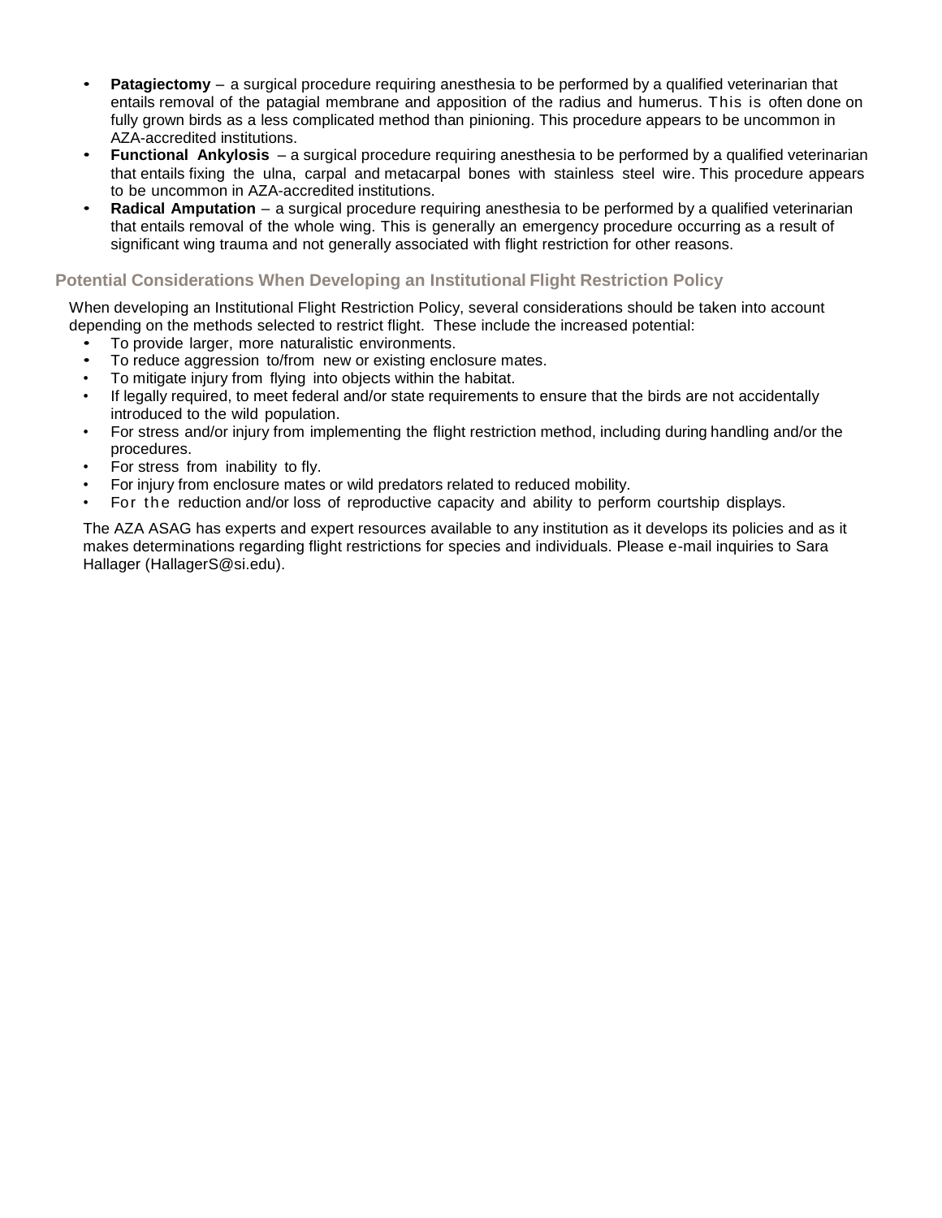- **Patagiectomy** – a surgical procedure requiring anesthesia to be performed by a qualified veterinarian that entails removal of the patagial membrane and apposition of the radius and humerus. This is often done on fully grown birds as a less complicated method than pinioning. This procedure appears to be uncommon in AZA-accredited institutions.
- **Functional Ankylosis** – a surgical procedure requiring anesthesia to be performed by a qualified veterinarian that entails fixing the ulna, carpal and metacarpal bones with stainless steel wire. This procedure appears to be uncommon in AZA-accredited institutions.
- **Radical Amputation** – a surgical procedure requiring anesthesia to be performed by a qualified veterinarian that entails removal of the whole wing. This is generally an emergency procedure occurring as a result of significant wing trauma and not generally associated with flight restriction for other reasons.

## Potential Considerations When Developing an Institutional Flight Restriction Policy

When developing an Institutional Flight Restriction Policy, several considerations should be taken into account depending on the methods selected to restrict flight. These include the increased potential:

- To provide larger, more naturalistic environments.
- To reduce aggression to/from new or existing enclosure mates.
- To mitigate injury from flying into objects within the habitat.
- If legally required, to meet federal and/or state requirements to ensure that the birds are not accidentally introduced to the wild population.
- For stress and/or injury from implementing the flight restriction method, including during handling and/or the procedures.
- For stress from inability to fly.
- For injury from enclosure mates or wild predators related to reduced mobility.
- For the reduction and/or loss of reproductive capacity and ability to perform courtship displays.

The AZA ASAG has experts and expert resources available to any institution as it develops its policies and as it makes determinations regarding flight restrictions for species and individuals. Please e-mail inquiries to Sara Hallager (HallagerS@si.edu).